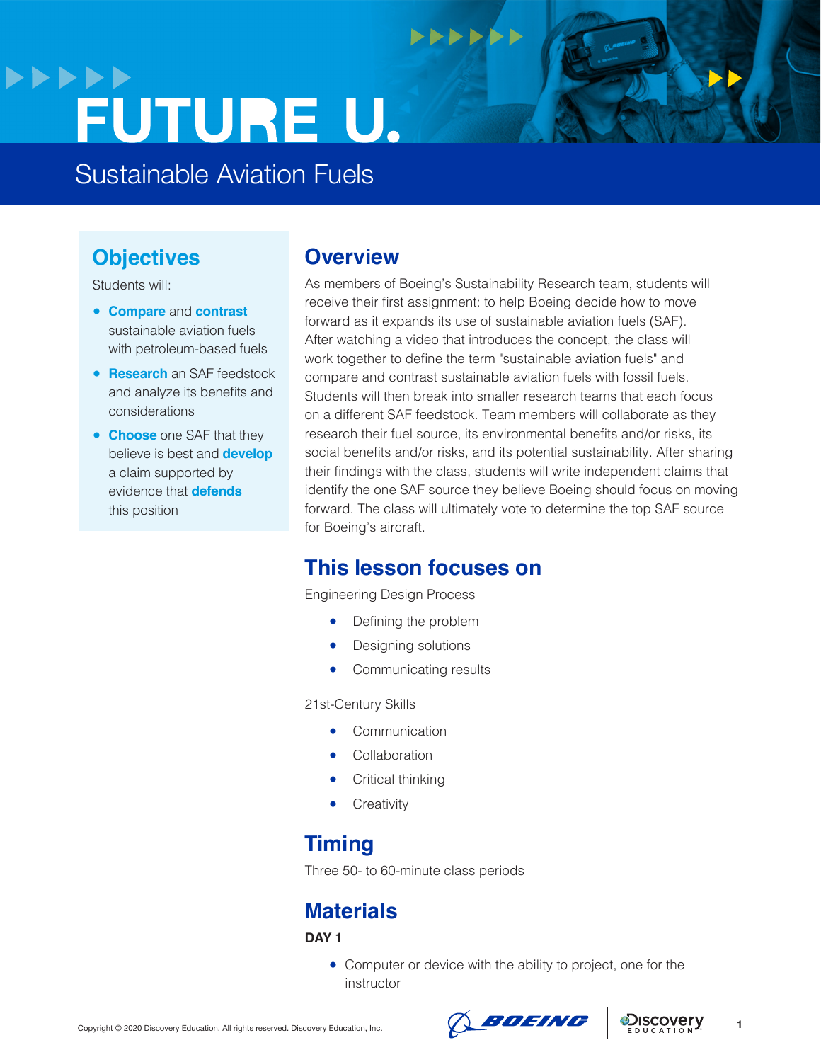# FUTURE U.

## Sustainable Aviation Fuels

## Objectives

Students will:

- **Compare** and **contrast** sustainable aviation fuels with petroleum-based fuels
- **Research** an SAF feedstock and analyze its benefits and considerations
- **Choose** one SAF that they believe is best and **develop** a claim supported by evidence that **defends** this position

## Overview

As members of Boeing's Sustainability Research team, students will receive their first assignment: to help Boeing decide how to move forward as it expands its use of sustainable aviation fuels (SAF). After watching a video that introduces the concept, the class will work together to define the term "sustainable aviation fuels" and compare and contrast sustainable aviation fuels with fossil fuels. Students will then break into smaller research teams that each focus on a different SAF feedstock. Team members will collaborate as they research their fuel source, its environmental benefits and/or risks, its social benefits and/or risks, and its potential sustainability. After sharing their findings with the class, students will write independent claims that identify the one SAF source they believe Boeing should focus on moving forward. The class will ultimately vote to determine the top SAF source for Boeing's aircraft.

## This lesson focuses on

Engineering Design Process

- Defining the problem
- Designing solutions
- Communicating results

21st-Century Skills

- Communication
- Collaboration
- Critical thinking
- Creativity

## Timing

Three 50- to 60-minute class periods

## Materials

**DAY 1**

- Computer or device with the ability to project, one for the instructor

Copyright © 2020 Discovery Education. All rights reserved. Discovery Education, Inc.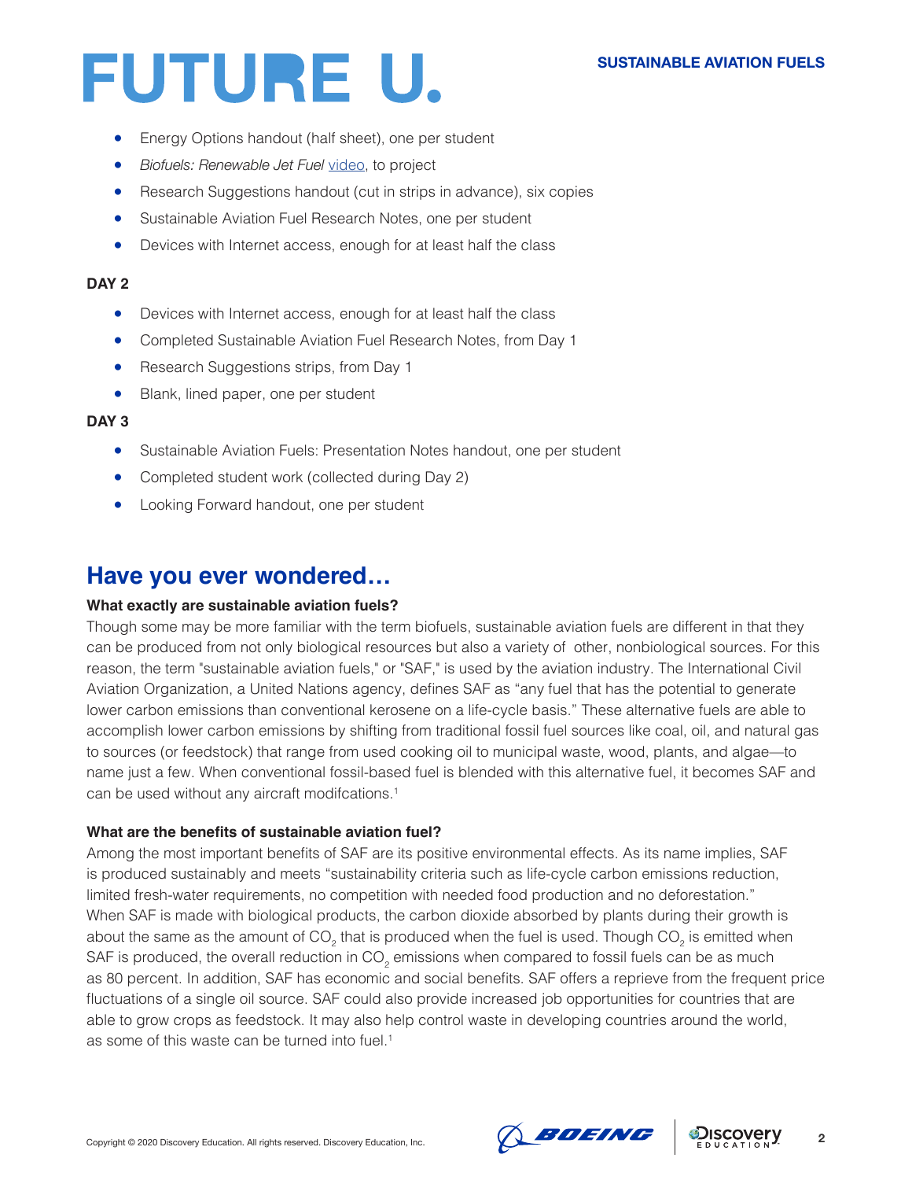- Energy Options handout (half sheet), one per student
- *Biofuels: Renewable Jet Fuel* video, to project
- Research Suggestions handout (cut in strips in advance), six copies
- Sustainable Aviation Fuel Research Notes, one per student
- Devices with Internet access, enough for at least half the class

**DAY 2**

- Devices with Internet access, enough for at least half the class
- Completed Sustainable Aviation Fuel Research Notes, from Day 1
- Research Suggestions strips, from Day 1
- Blank, lined paper, one per student

**DAY 3**

- Sustainable Aviation Fuels: Presentation Notes handout, one per student
- Completed student work (collected during Day 2)
- Looking Forward handout, one per student

## Have you ever wondered…

**What exactly are sustainable aviation fuels?**

Though some may be more familiar with the term biofuels, sustainable aviation fuels are different in that they can be produced from not only biological resources but also a variety of other, nonbiological sources. For this reason, the term "sustainable aviation fuels," or "SAF," is used by the aviation industry. The International Civil Aviation Organization, a United Nations agency, defines SAF as "any fuel that has the potential to generate lower carbon emissions than conventional kerosene on a life-cycle basis." These alternative fuels are able to accomplish lower carbon emissions by shifting from traditional fossil fuel sources like coal, oil, and natural gas to sources (or feedstock) that range from used cooking oil to municipal waste, wood, plants, and algae—to name just a few. When conventional fossil-based fuel is blended with this alternative fuel, it becomes SAF and can be used without any aircraft modifcations.[1]

**What are the benefits of sustainable aviation fuel?**

Among the most important benefits of SAF are its positive environmental effects. As its name implies, SAF is produced sustainably and meets "sustainability criteria such as life-cycle carbon emissions reduction, limited fresh-water requirements, no competition with needed food production and no deforestation." When SAF is made with biological products, the carbon dioxide absorbed by plants during their growth is about the same as the amount of $CO_2$ that is produced when the fuel is used. Though $CO_2$ is emitted when SAF is produced, the overall reduction in $CO_2$ emissions when compared to fossil fuels can be as much as 80 percent. In addition, SAF has economic and social benefits. SAF offers a reprieve from the frequent price fluctuations of a single oil source. SAF could also provide increased job opportunities for countries that are able to grow crops as feedstock. It may also help control waste in developing countries around the world, as some of this waste can be turned into fuel.[1]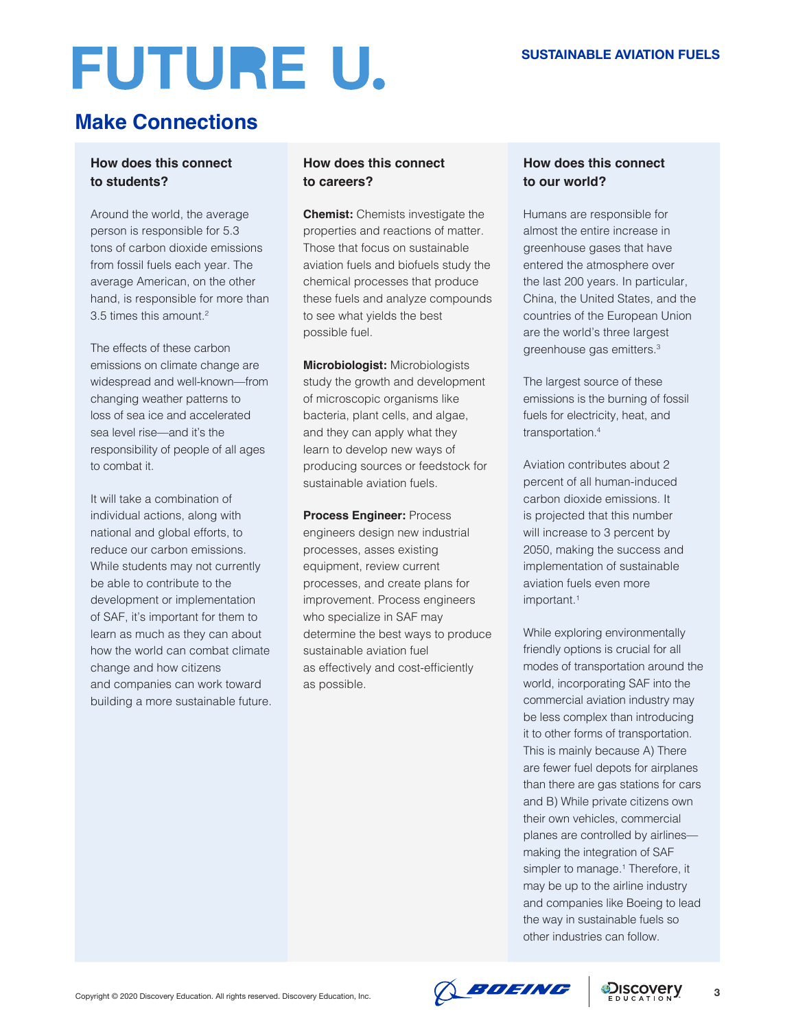# FUTURE U.

SUSTAINABLE AVIATION FUELS

## Make Connections

### How does this connect to students?

Around the world, the average person is responsible for 5.3 tons of carbon dioxide emissions from fossil fuels each year. The average American, on the other hand, is responsible for more than 3.5 times this amount.[2]

The effects of these carbon emissions on climate change are widespread and well-known—from changing weather patterns to loss of sea ice and accelerated sea level rise—and it's the responsibility of people of all ages to combat it.

It will take a combination of individual actions, along with national and global efforts, to reduce our carbon emissions. While students may not currently be able to contribute to the development or implementation of SAF, it's important for them to learn as much as they can about how the world can combat climate change and how citizens and companies can work toward building a more sustainable future.

### How does this connect to careers?

**Chemist:** Chemists investigate the properties and reactions of matter. Those that focus on sustainable aviation fuels and biofuels study the chemical processes that produce these fuels and analyze compounds to see what yields the best possible fuel.

**Microbiologist:** Microbiologists study the growth and development of microscopic organisms like bacteria, plant cells, and algae, and they can apply what they learn to develop new ways of producing sources or feedstock for sustainable aviation fuels.

**Process Engineer:** Process engineers design new industrial processes, asses existing equipment, review current processes, and create plans for improvement. Process engineers who specialize in SAF may determine the best ways to produce sustainable aviation fuel as effectively and cost-efficiently as possible.

### How does this connect to our world?

Humans are responsible for almost the entire increase in greenhouse gases that have entered the atmosphere over the last 200 years. In particular, China, the United States, and the countries of the European Union are the world's three largest greenhouse gas emitters.[3]

The largest source of these emissions is the burning of fossil fuels for electricity, heat, and transportation.[4]

Aviation contributes about 2 percent of all human-induced carbon dioxide emissions. It is projected that this number will increase to 3 percent by 2050, making the success and implementation of sustainable aviation fuels even more important.[1]

While exploring environmentally friendly options is crucial for all modes of transportation around the world, incorporating SAF into the commercial aviation industry may be less complex than introducing it to other forms of transportation. This is mainly because A) There are fewer fuel depots for airplanes than there are gas stations for cars and B) While private citizens own their own vehicles, commercial planes are controlled by airlines—making the integration of SAF simpler to manage.[1] Therefore, it may be up to the airline industry and companies like Boeing to lead the way in sustainable fuels so other industries can follow.

Copyright © 2020 Discovery Education. All rights reserved. Discovery Education, Inc.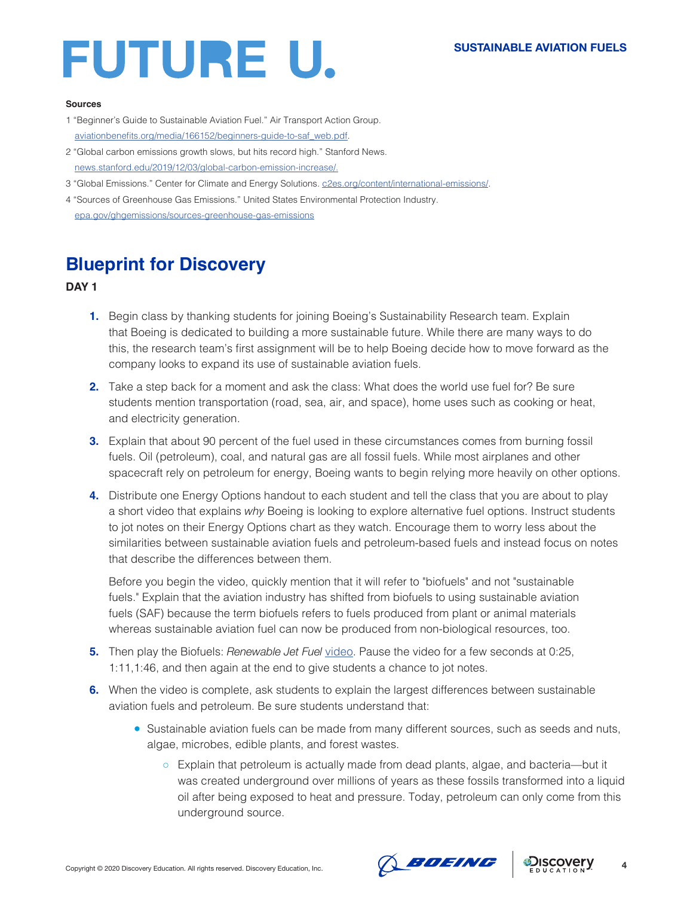**Sources**

1 "Beginner's Guide to Sustainable Aviation Fuel." Air Transport Action Group. aviationbenefits.org/media/166152/beginners-guide-to-saf_web.pdf.

2 "Global carbon emissions growth slows, but hits record high." Stanford News. news.stanford.edu/2019/12/03/global-carbon-emission-increase/.

3 "Global Emissions." Center for Climate and Energy Solutions. c2es.org/content/international-emissions/.

4 "Sources of Greenhouse Gas Emissions." United States Environmental Protection Industry. epa.gov/ghgemissions/sources-greenhouse-gas-emissions

## Blueprint for Discovery

### DAY 1

1. Begin class by thanking students for joining Boeing's Sustainability Research team. Explain that Boeing is dedicated to building a more sustainable future. While there are many ways to do this, the research team's first assignment will be to help Boeing decide how to move forward as the company looks to expand its use of sustainable aviation fuels.

2. Take a step back for a moment and ask the class: What does the world use fuel for? Be sure students mention transportation (road, sea, air, and space), home uses such as cooking or heat, and electricity generation.

3. Explain that about 90 percent of the fuel used in these circumstances comes from burning fossil fuels. Oil (petroleum), coal, and natural gas are all fossil fuels. While most airplanes and other spacecraft rely on petroleum for energy, Boeing wants to begin relying more heavily on other options.

4. Distribute one Energy Options handout to each student and tell the class that you are about to play a short video that explains *why* Boeing is looking to explore alternative fuel options. Instruct students to jot notes on their Energy Options chart as they watch. Encourage them to worry less about the similarities between sustainable aviation fuels and petroleum-based fuels and instead focus on notes that describe the differences between them.

   Before you begin the video, quickly mention that it will refer to "biofuels" and not "sustainable fuels." Explain that the aviation industry has shifted from biofuels to using sustainable aviation fuels (SAF) because the term biofuels refers to fuels produced from plant or animal materials whereas sustainable aviation fuel can now be produced from non-biological resources, too.

5. Then play the Biofuels: *Renewable Jet Fuel* video. Pause the video for a few seconds at 0:25, 1:11,1:46, and then again at the end to give students a chance to jot notes.

6. When the video is complete, ask students to explain the largest differences between sustainable aviation fuels and petroleum. Be sure students understand that:

   - Sustainable aviation fuels can be made from many different sources, such as seeds and nuts, algae, microbes, edible plants, and forest wastes.
     - Explain that petroleum is actually made from dead plants, algae, and bacteria—but it was created underground over millions of years as these fossils transformed into a liquid oil after being exposed to heat and pressure. Today, petroleum can only come from this underground source.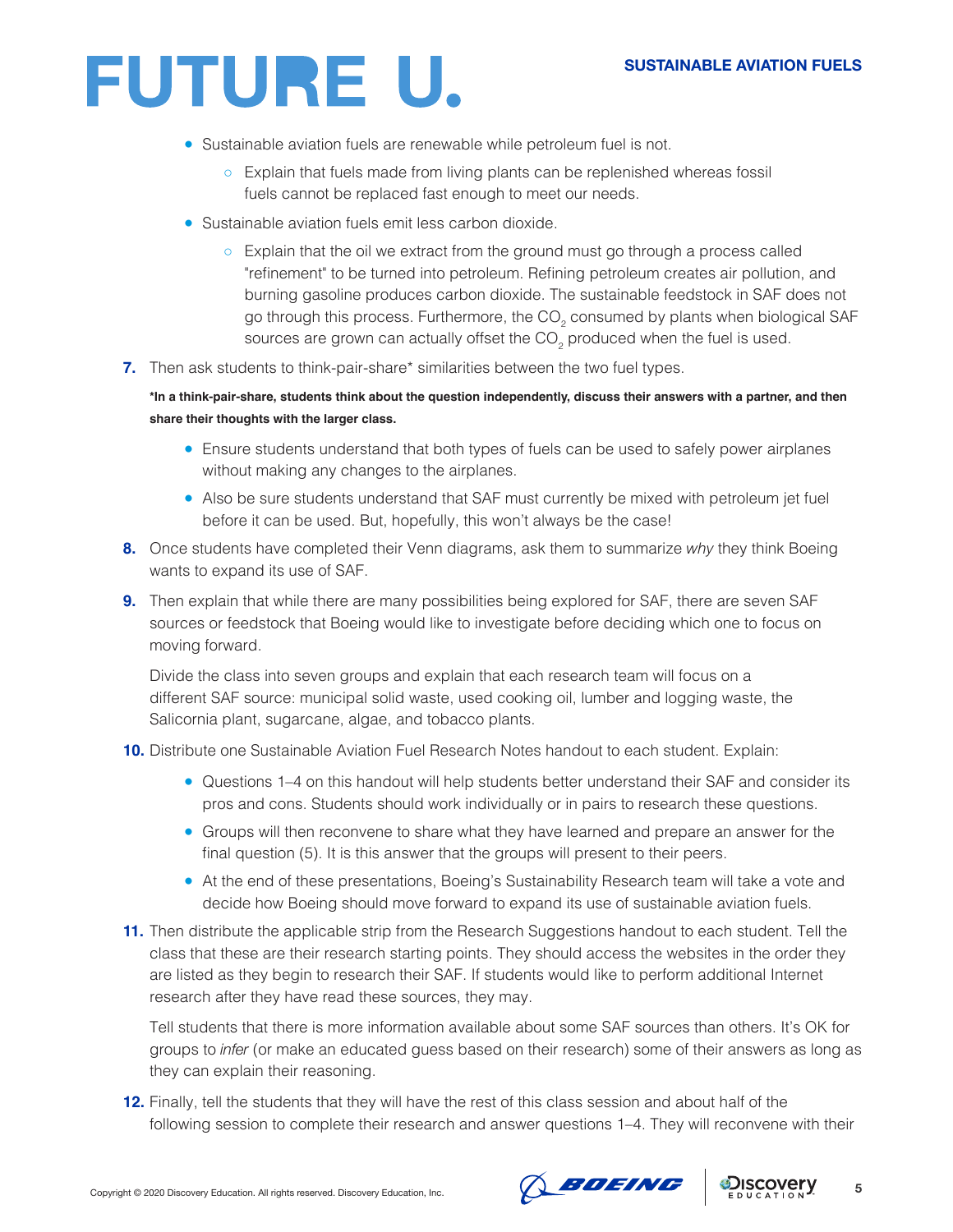- Sustainable aviation fuels are renewable while petroleum fuel is not.
  - Explain that fuels made from living plants can be replenished whereas fossil fuels cannot be replaced fast enough to meet our needs.
- Sustainable aviation fuels emit less carbon dioxide.
  - Explain that the oil we extract from the ground must go through a process called "refinement" to be turned into petroleum. Refining petroleum creates air pollution, and burning gasoline produces carbon dioxide. The sustainable feedstock in SAF does not go through this process. Furthermore, the $CO_2$ consumed by plants when biological SAF sources are grown can actually offset the $CO_2$ produced when the fuel is used.

7. Then ask students to think-pair-share* similarities between the two fuel types.

   ***In a think-pair-share, students think about the question independently, discuss their answers with a partner, and then share their thoughts with the larger class.**

   - Ensure students understand that both types of fuels can be used to safely power airplanes without making any changes to the airplanes.
   - Also be sure students understand that SAF must currently be mixed with petroleum jet fuel before it can be used. But, hopefully, this won't always be the case!

8. Once students have completed their Venn diagrams, ask them to summarize *why* they think Boeing wants to expand its use of SAF.

9. Then explain that while there are many possibilities being explored for SAF, there are seven SAF sources or feedstock that Boeing would like to investigate before deciding which one to focus on moving forward.

   Divide the class into seven groups and explain that each research team will focus on a different SAF source: municipal solid waste, used cooking oil, lumber and logging waste, the Salicornia plant, sugarcane, algae, and tobacco plants.

10. Distribute one Sustainable Aviation Fuel Research Notes handout to each student. Explain:

    - Questions 1–4 on this handout will help students better understand their SAF and consider its pros and cons. Students should work individually or in pairs to research these questions.
    - Groups will then reconvene to share what they have learned and prepare an answer for the final question (5). It is this answer that the groups will present to their peers.
    - At the end of these presentations, Boeing's Sustainability Research team will take a vote and decide how Boeing should move forward to expand its use of sustainable aviation fuels.

11. Then distribute the applicable strip from the Research Suggestions handout to each student. Tell the class that these are their research starting points. They should access the websites in the order they are listed as they begin to research their SAF. If students would like to perform additional Internet research after they have read these sources, they may.

    Tell students that there is more information available about some SAF sources than others. It's OK for groups to *infer* (or make an educated guess based on their research) some of their answers as long as they can explain their reasoning.

12. Finally, tell the students that they will have the rest of this class session and about half of the following session to complete their research and answer questions 1–4. They will reconvene with their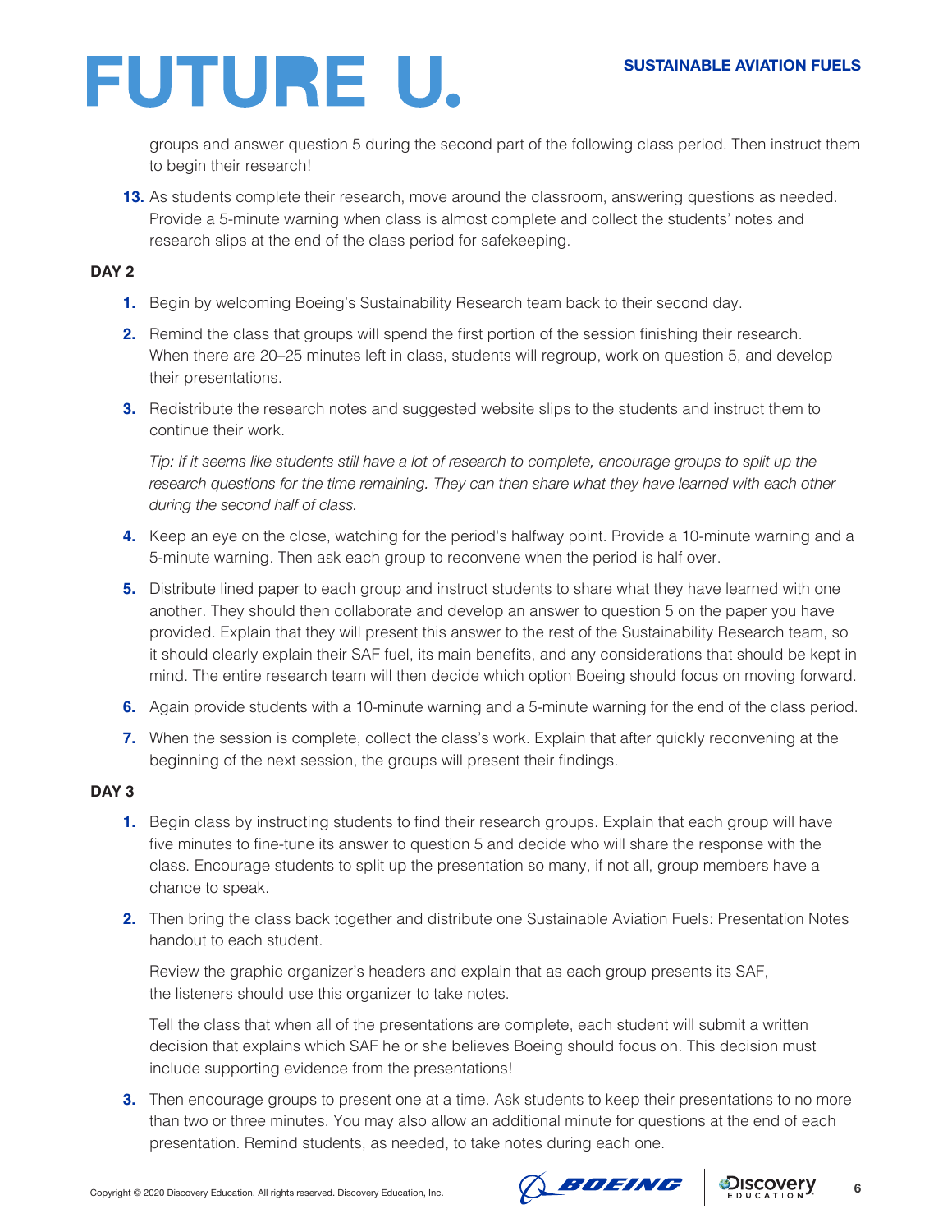groups and answer question 5 during the second part of the following class period. Then instruct them to begin their research!

13. As students complete their research, move around the classroom, answering questions as needed. Provide a 5-minute warning when class is almost complete and collect the students' notes and research slips at the end of the class period for safekeeping.

**DAY 2**

1. Begin by welcoming Boeing's Sustainability Research team back to their second day.
2. Remind the class that groups will spend the first portion of the session finishing their research. When there are 20–25 minutes left in class, students will regroup, work on question 5, and develop their presentations.
3. Redistribute the research notes and suggested website slips to the students and instruct them to continue their work.

   *Tip: If it seems like students still have a lot of research to complete, encourage groups to split up the research questions for the time remaining. They can then share what they have learned with each other during the second half of class.*

4. Keep an eye on the close, watching for the period's halfway point. Provide a 10-minute warning and a 5-minute warning. Then ask each group to reconvene when the period is half over.
5. Distribute lined paper to each group and instruct students to share what they have learned with one another. They should then collaborate and develop an answer to question 5 on the paper you have provided. Explain that they will present this answer to the rest of the Sustainability Research team, so it should clearly explain their SAF fuel, its main benefits, and any considerations that should be kept in mind. The entire research team will then decide which option Boeing should focus on moving forward.
6. Again provide students with a 10-minute warning and a 5-minute warning for the end of the class period.
7. When the session is complete, collect the class's work. Explain that after quickly reconvening at the beginning of the next session, the groups will present their findings.

**DAY 3**

1. Begin class by instructing students to find their research groups. Explain that each group will have five minutes to fine-tune its answer to question 5 and decide who will share the response with the class. Encourage students to split up the presentation so many, if not all, group members have a chance to speak.
2. Then bring the class back together and distribute one Sustainable Aviation Fuels: Presentation Notes handout to each student.

   Review the graphic organizer's headers and explain that as each group presents its SAF, the listeners should use this organizer to take notes.

   Tell the class that when all of the presentations are complete, each student will submit a written decision that explains which SAF he or she believes Boeing should focus on. This decision must include supporting evidence from the presentations!

3. Then encourage groups to present one at a time. Ask students to keep their presentations to no more than two or three minutes. You may also allow an additional minute for questions at the end of each presentation. Remind students, as needed, to take notes during each one.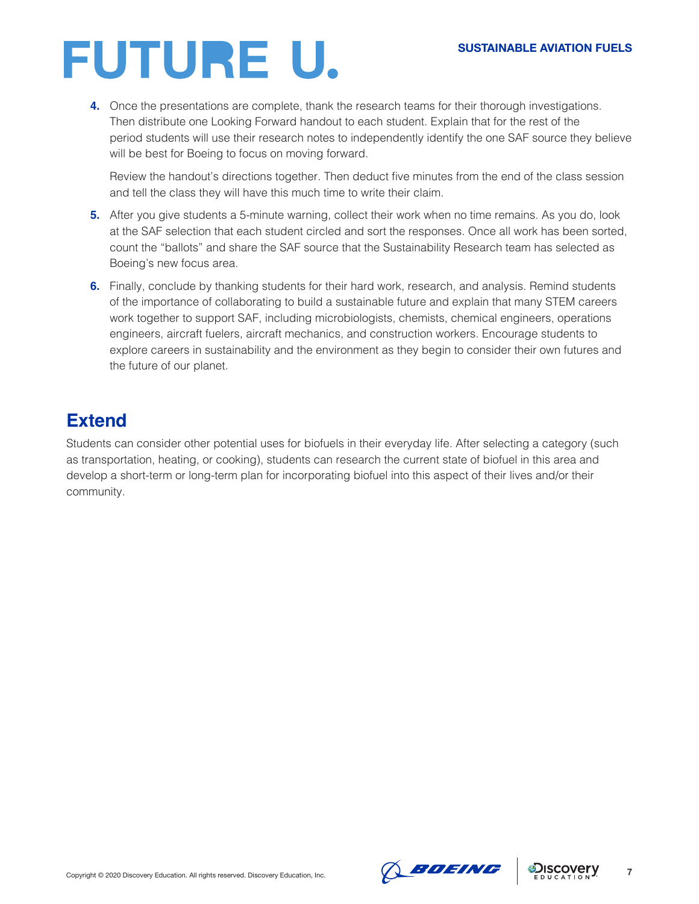4. Once the presentations are complete, thank the research teams for their thorough investigations. Then distribute one Looking Forward handout to each student. Explain that for the rest of the period students will use their research notes to independently identify the one SAF source they believe will be best for Boeing to focus on moving forward.

   Review the handout's directions together. Then deduct five minutes from the end of the class session and tell the class they will have this much time to write their claim.

5. After you give students a 5-minute warning, collect their work when no time remains. As you do, look at the SAF selection that each student circled and sort the responses. Once all work has been sorted, count the "ballots" and share the SAF source that the Sustainability Research team has selected as Boeing's new focus area.

6. Finally, conclude by thanking students for their hard work, research, and analysis. Remind students of the importance of collaborating to build a sustainable future and explain that many STEM careers work together to support SAF, including microbiologists, chemists, chemical engineers, operations engineers, aircraft fuelers, aircraft mechanics, and construction workers. Encourage students to explore careers in sustainability and the environment as they begin to consider their own futures and the future of our planet.

## Extend

Students can consider other potential uses for biofuels in their everyday life. After selecting a category (such as transportation, heating, or cooking), students can research the current state of biofuel in this area and develop a short-term or long-term plan for incorporating biofuel into this aspect of their lives and/or their community.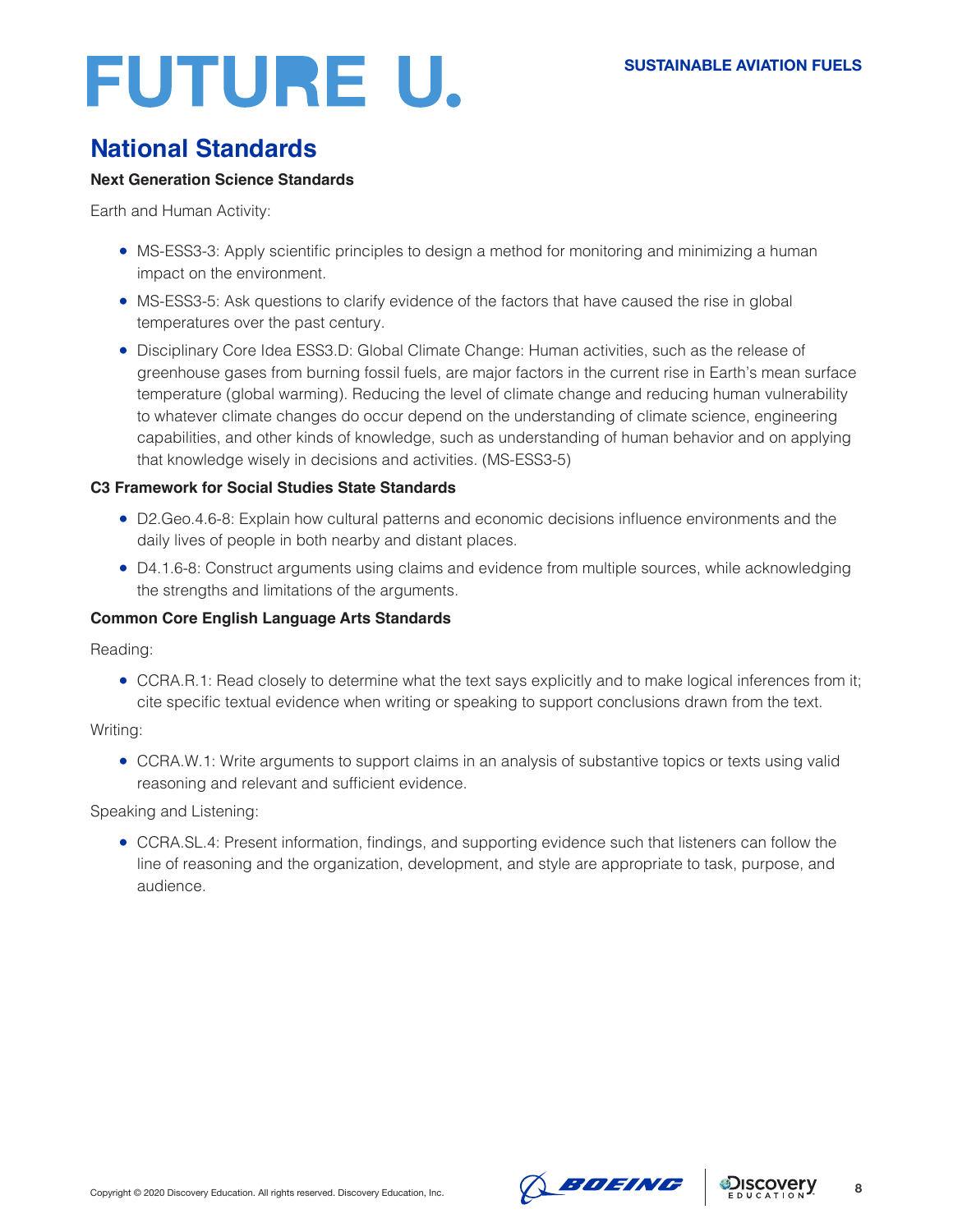## National Standards

**Next Generation Science Standards**

Earth and Human Activity:

- MS-ESS3-3: Apply scientific principles to design a method for monitoring and minimizing a human impact on the environment.
- MS-ESS3-5: Ask questions to clarify evidence of the factors that have caused the rise in global temperatures over the past century.
- Disciplinary Core Idea ESS3.D: Global Climate Change: Human activities, such as the release of greenhouse gases from burning fossil fuels, are major factors in the current rise in Earth's mean surface temperature (global warming). Reducing the level of climate change and reducing human vulnerability to whatever climate changes do occur depend on the understanding of climate science, engineering capabilities, and other kinds of knowledge, such as understanding of human behavior and on applying that knowledge wisely in decisions and activities. (MS-ESS3-5)

**C3 Framework for Social Studies State Standards**

- D2.Geo.4.6-8: Explain how cultural patterns and economic decisions influence environments and the daily lives of people in both nearby and distant places.
- D4.1.6-8: Construct arguments using claims and evidence from multiple sources, while acknowledging the strengths and limitations of the arguments.

**Common Core English Language Arts Standards**

Reading:

- CCRA.R.1: Read closely to determine what the text says explicitly and to make logical inferences from it; cite specific textual evidence when writing or speaking to support conclusions drawn from the text.

Writing:

- CCRA.W.1: Write arguments to support claims in an analysis of substantive topics or texts using valid reasoning and relevant and sufficient evidence.

Speaking and Listening:

- CCRA.SL.4: Present information, findings, and supporting evidence such that listeners can follow the line of reasoning and the organization, development, and style are appropriate to task, purpose, and audience.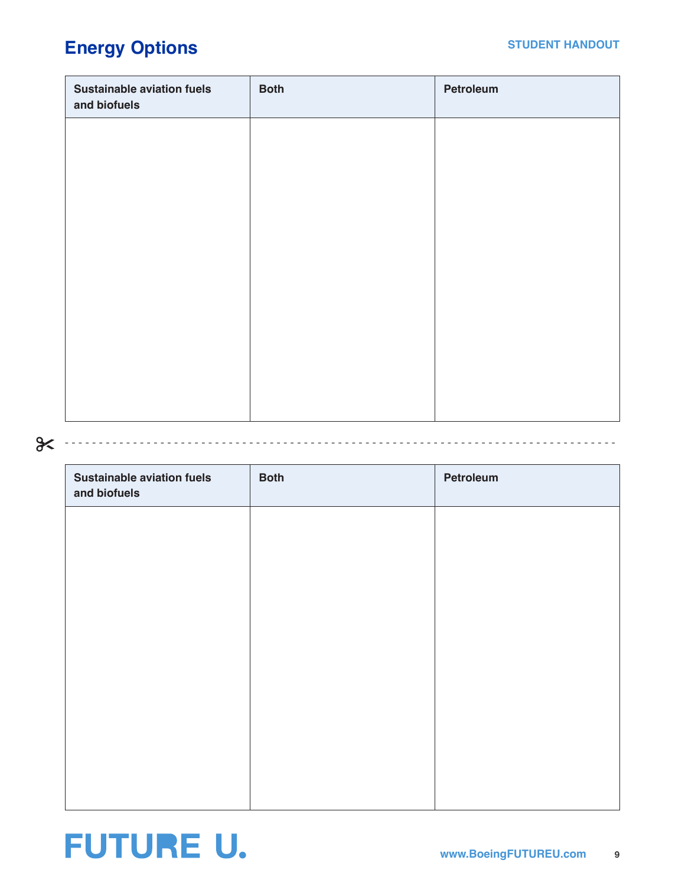## Energy Options

STUDENT HANDOUT

| Sustainable aviation fuels and biofuels | Both | Petroleum |
| --- | --- | --- |
| | | |

| Sustainable aviation fuels and biofuels | Both | Petroleum |
| --- | --- | --- |
| | | |

FUTURE U.

www.BoeingFUTUREU.com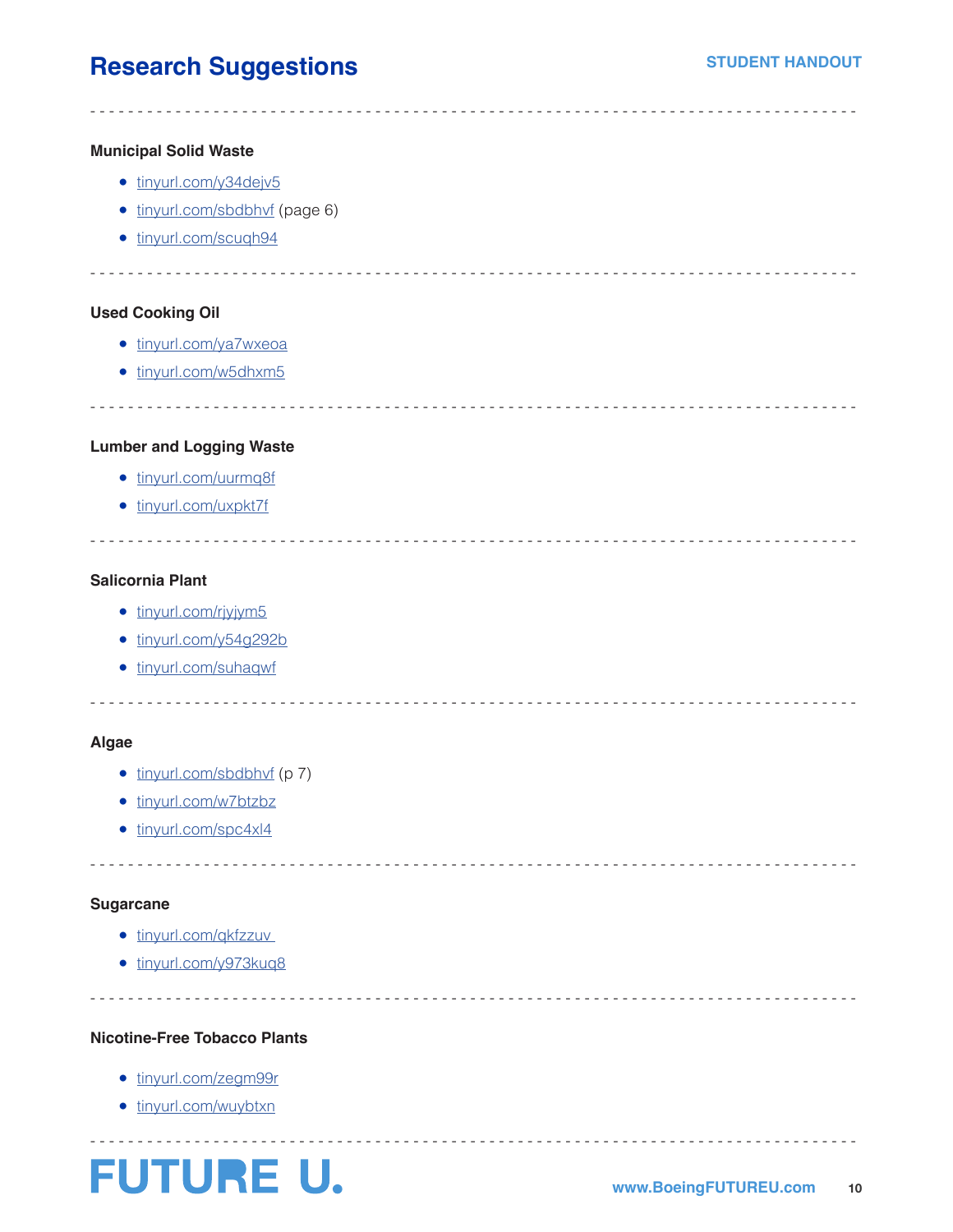# Research Suggestions

STUDENT HANDOUT

---

**Municipal Solid Waste**

- tinyurl.com/y34dejv5
- tinyurl.com/sbdbhvf (page 6)
- tinyurl.com/scuqh94

---

**Used Cooking Oil**

- tinyurl.com/ya7wxeoa
- tinyurl.com/w5dhxm5

---

**Lumber and Logging Waste**

- tinyurl.com/uurmq8f
- tinyurl.com/uxpkt7f

---

**Salicornia Plant**

- tinyurl.com/rjyjym5
- tinyurl.com/y54g292b
- tinyurl.com/suhaqwf

---

**Algae**

- tinyurl.com/sbdbhvf (p 7)
- tinyurl.com/w7btzbz
- tinyurl.com/spc4xl4

---

**Sugarcane**

- tinyurl.com/qkfzzuv
- tinyurl.com/y973kuq8

---

**Nicotine-Free Tobacco Plants**

- tinyurl.com/zegm99r
- tinyurl.com/wuybtxn

---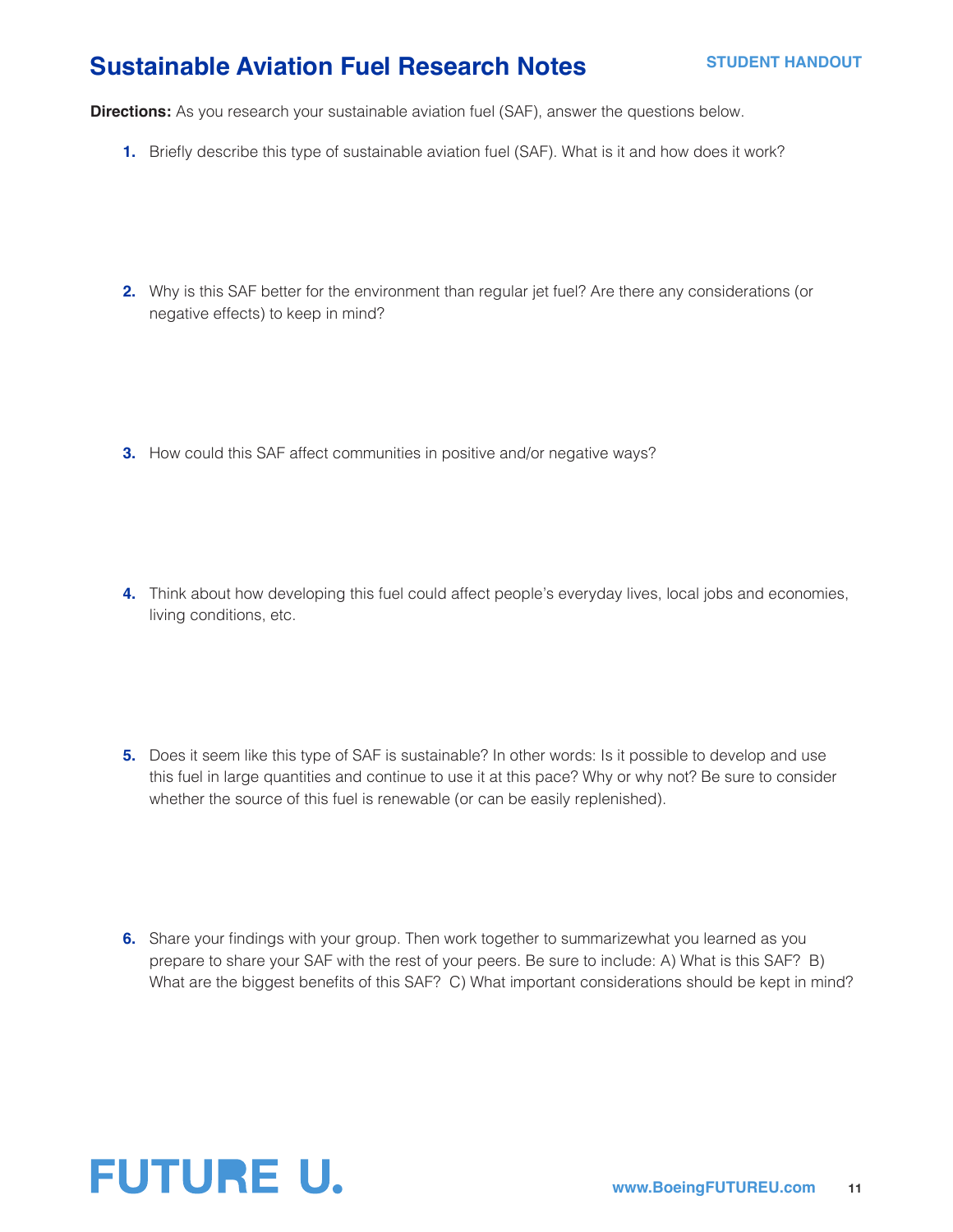# Sustainable Aviation Fuel Research Notes

**STUDENT HANDOUT**

**Directions:** As you research your sustainable aviation fuel (SAF), answer the questions below.

1. Briefly describe this type of sustainable aviation fuel (SAF). What is it and how does it work?

2. Why is this SAF better for the environment than regular jet fuel? Are there any considerations (or negative effects) to keep in mind?

3. How could this SAF affect communities in positive and/or negative ways?

4. Think about how developing this fuel could affect people's everyday lives, local jobs and economies, living conditions, etc.

5. Does it seem like this type of SAF is sustainable? In other words: Is it possible to develop and use this fuel in large quantities and continue to use it at this pace? Why or why not? Be sure to consider whether the source of this fuel is renewable (or can be easily replenished).

6. Share your findings with your group. Then work together to summarizewhat you learned as you prepare to share your SAF with the rest of your peers. Be sure to include: A) What is this SAF? B) What are the biggest benefits of this SAF? C) What important considerations should be kept in mind?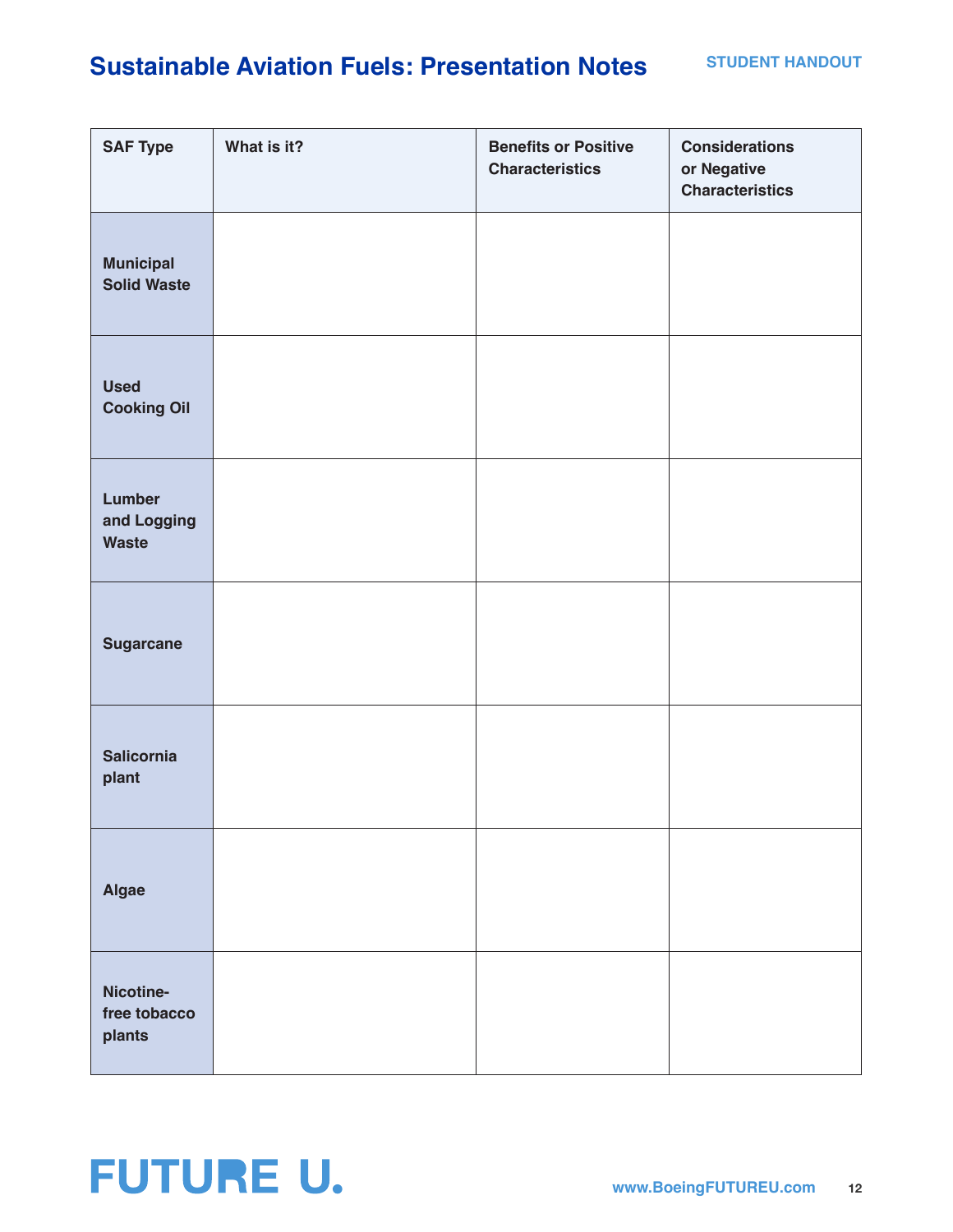# Sustainable Aviation Fuels: Presentation Notes

STUDENT HANDOUT

| SAF Type | What is it? | Benefits or Positive Characteristics | Considerations or Negative Characteristics |
|---|---|---|---|
| **Municipal Solid Waste** | | | |
| **Used Cooking Oil** | | | |
| **Lumber and Logging Waste** | | | |
| **Sugarcane** | | | |
| **Salicornia plant** | | | |
| **Algae** | | | |
| **Nicotine-free tobacco plants** | | | |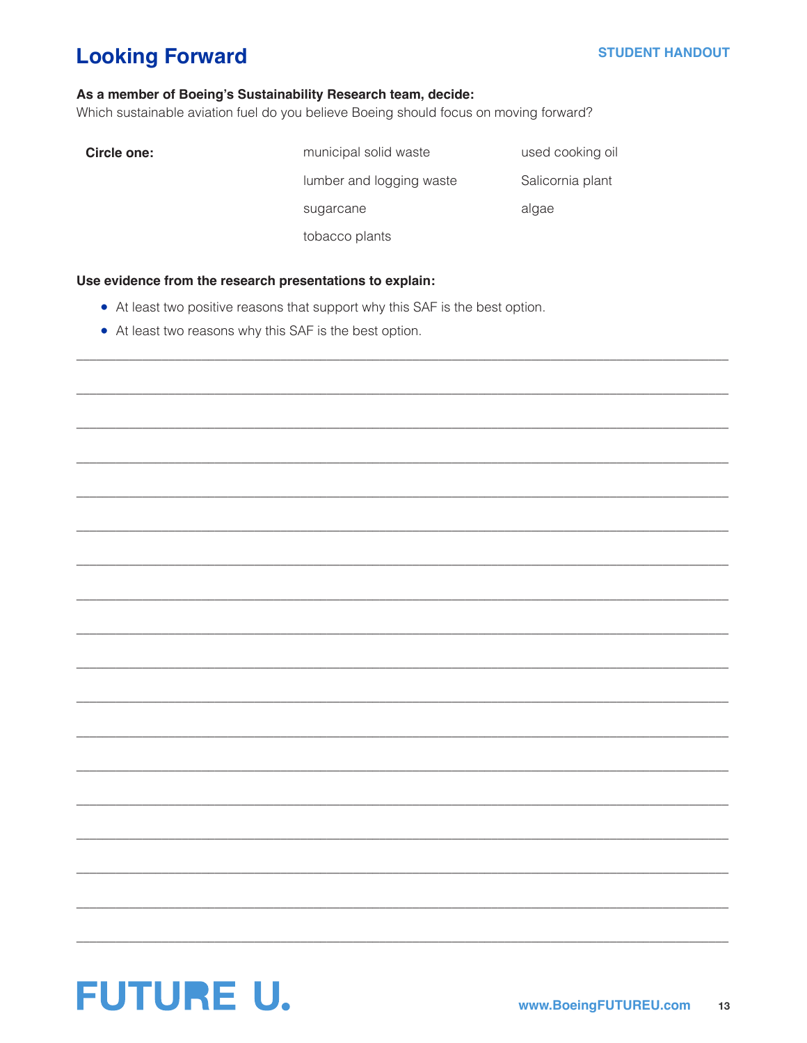## Looking Forward

STUDENT HANDOUT

**As a member of Boeing's Sustainability Research team, decide:**
Which sustainable aviation fuel do you believe Boeing should focus on moving forward?

**Circle one:**

- municipal solid waste
- lumber and logging waste
- sugarcane
- tobacco plants
- used cooking oil
- Salicornia plant
- algae

**Use evidence from the research presentations to explain:**

- At least two positive reasons that support why this SAF is the best option.
- At least two reasons why this SAF is the best option.

______________________________________________________________________________

______________________________________________________________________________

______________________________________________________________________________

______________________________________________________________________________

______________________________________________________________________________

______________________________________________________________________________

______________________________________________________________________________

______________________________________________________________________________

______________________________________________________________________________

______________________________________________________________________________

______________________________________________________________________________

______________________________________________________________________________

______________________________________________________________________________

______________________________________________________________________________

______________________________________________________________________________

______________________________________________________________________________

______________________________________________________________________________

______________________________________________________________________________

FUTURE U.

www.BoeingFUTUREU.com